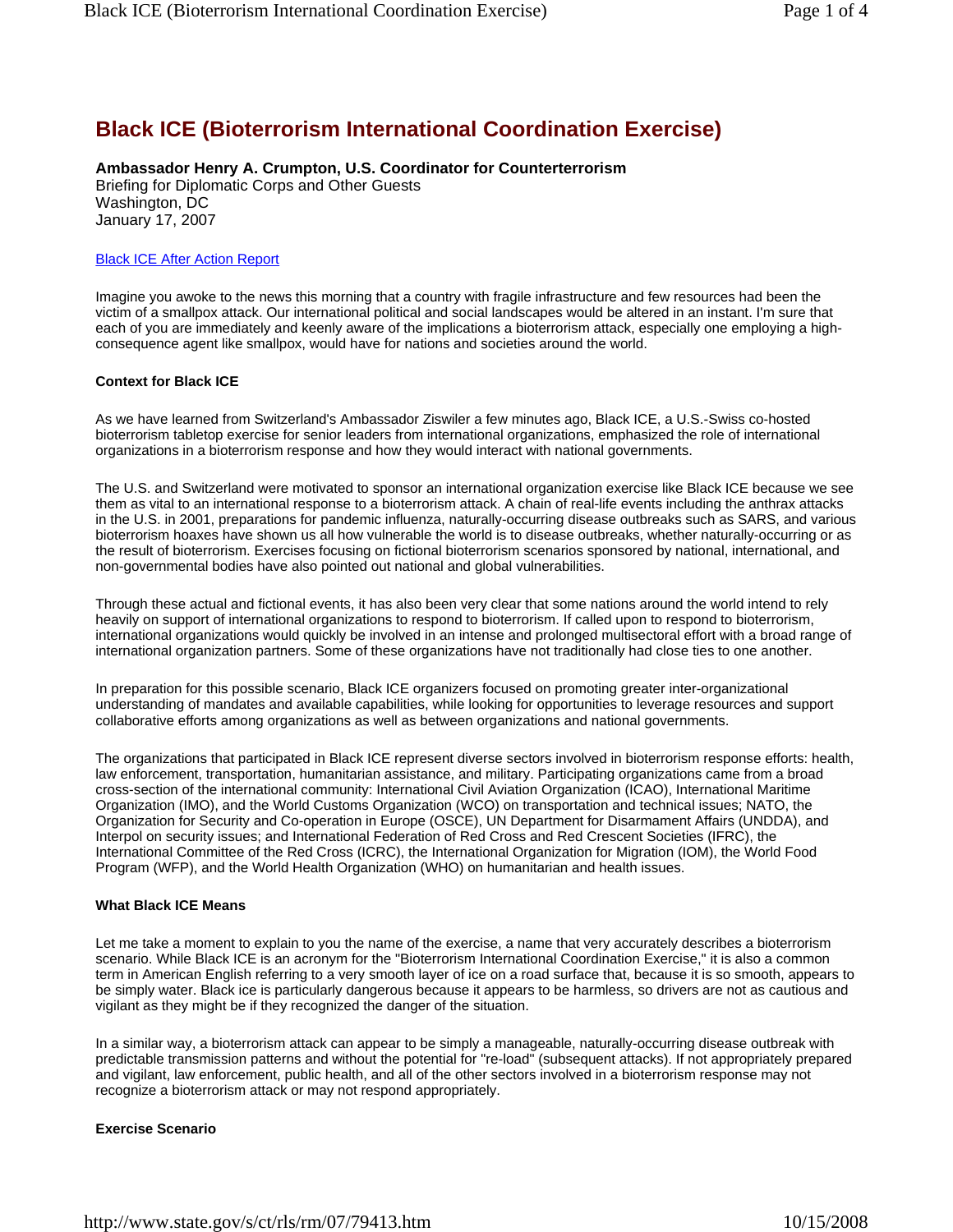# Black ICE (Bioterrorism International Coordination Exercise)

**Ambassador Henry A. Crumpton, U.S. Coordinator for Counterterrorism**
Briefing for Diplomatic Corps and Other Guests
Washington, DC
January 17, 2007

Black ICE After Action Report

Imagine you awoke to the news this morning that a country with fragile infrastructure and few resources had been the victim of a smallpox attack. Our international political and social landscapes would be altered in an instant. I'm sure that each of you are immediately and keenly aware of the implications a bioterrorism attack, especially one employing a high-consequence agent like smallpox, would have for nations and societies around the world.

**Context for Black ICE**

As we have learned from Switzerland's Ambassador Ziswiler a few minutes ago, Black ICE, a U.S.-Swiss co-hosted bioterrorism tabletop exercise for senior leaders from international organizations, emphasized the role of international organizations in a bioterrorism response and how they would interact with national governments.

The U.S. and Switzerland were motivated to sponsor an international organization exercise like Black ICE because we see them as vital to an international response to a bioterrorism attack. A chain of real-life events including the anthrax attacks in the U.S. in 2001, preparations for pandemic influenza, naturally-occurring disease outbreaks such as SARS, and various bioterrorism hoaxes have shown us all how vulnerable the world is to disease outbreaks, whether naturally-occurring or as the result of bioterrorism. Exercises focusing on fictional bioterrorism scenarios sponsored by national, international, and non-governmental bodies have also pointed out national and global vulnerabilities.

Through these actual and fictional events, it has also been very clear that some nations around the world intend to rely heavily on support of international organizations to respond to bioterrorism. If called upon to respond to bioterrorism, international organizations would quickly be involved in an intense and prolonged multisectoral effort with a broad range of international organization partners. Some of these organizations have not traditionally had close ties to one another.

In preparation for this possible scenario, Black ICE organizers focused on promoting greater inter-organizational understanding of mandates and available capabilities, while looking for opportunities to leverage resources and support collaborative efforts among organizations as well as between organizations and national governments.

The organizations that participated in Black ICE represent diverse sectors involved in bioterrorism response efforts: health, law enforcement, transportation, humanitarian assistance, and military. Participating organizations came from a broad cross-section of the international community: International Civil Aviation Organization (ICAO), International Maritime Organization (IMO), and the World Customs Organization (WCO) on transportation and technical issues; NATO, the Organization for Security and Co-operation in Europe (OSCE), UN Department for Disarmament Affairs (UNDDA), and Interpol on security issues; and International Federation of Red Cross and Red Crescent Societies (IFRC), the International Committee of the Red Cross (ICRC), the International Organization for Migration (IOM), the World Food Program (WFP), and the World Health Organization (WHO) on humanitarian and health issues.

**What Black ICE Means**

Let me take a moment to explain to you the name of the exercise, a name that very accurately describes a bioterrorism scenario. While Black ICE is an acronym for the "Bioterrorism International Coordination Exercise," it is also a common term in American English referring to a very smooth layer of ice on a road surface that, because it is so smooth, appears to be simply water. Black ice is particularly dangerous because it appears to be harmless, so drivers are not as cautious and vigilant as they might be if they recognized the danger of the situation.

In a similar way, a bioterrorism attack can appear to be simply a manageable, naturally-occurring disease outbreak with predictable transmission patterns and without the potential for "re-load" (subsequent attacks). If not appropriately prepared and vigilant, law enforcement, public health, and all of the other sectors involved in a bioterrorism response may not recognize a bioterrorism attack or may not respond appropriately.

**Exercise Scenario**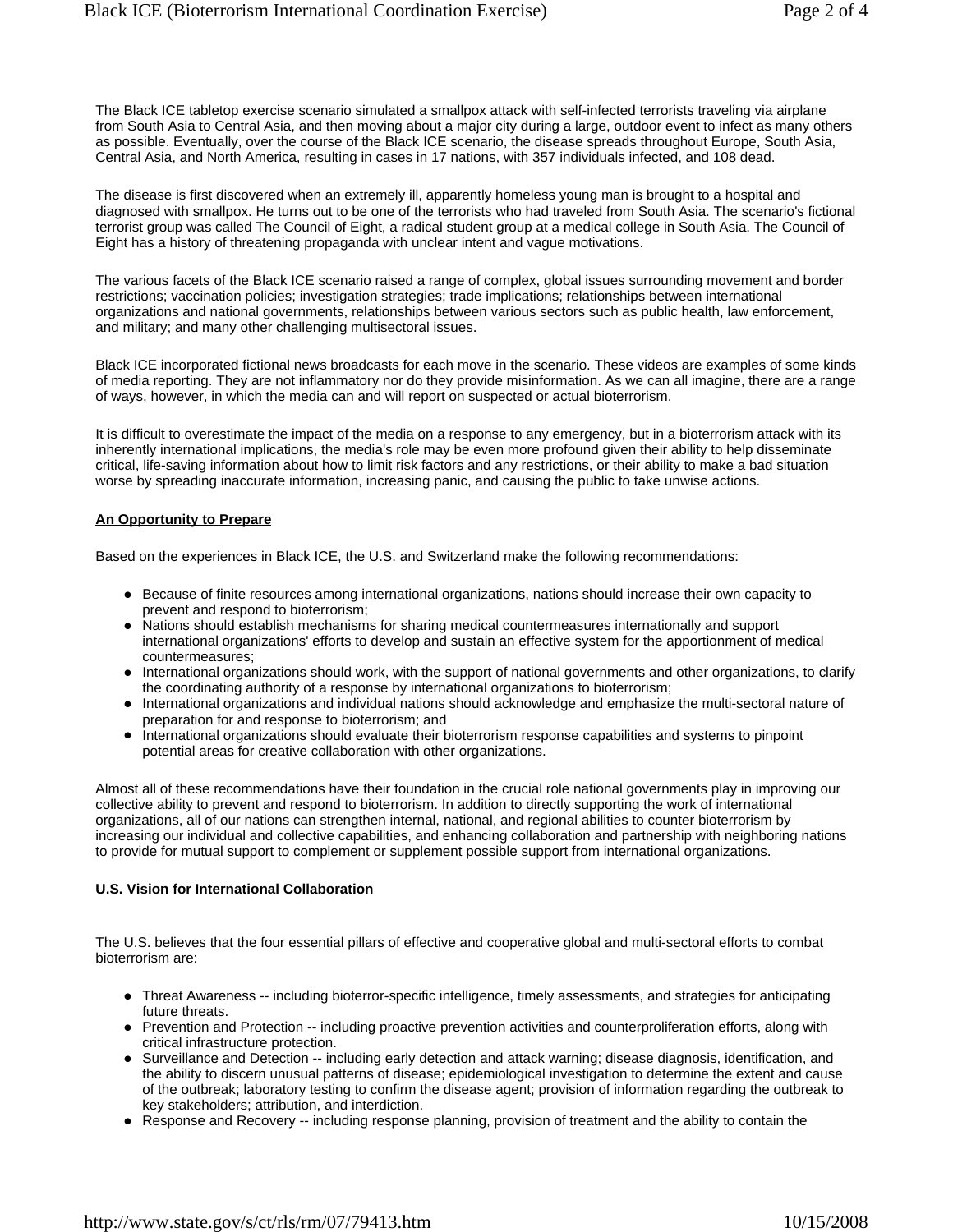The Black ICE tabletop exercise scenario simulated a smallpox attack with self-infected terrorists traveling via airplane from South Asia to Central Asia, and then moving about a major city during a large, outdoor event to infect as many others as possible. Eventually, over the course of the Black ICE scenario, the disease spreads throughout Europe, South Asia, Central Asia, and North America, resulting in cases in 17 nations, with 357 individuals infected, and 108 dead.

The disease is first discovered when an extremely ill, apparently homeless young man is brought to a hospital and diagnosed with smallpox. He turns out to be one of the terrorists who had traveled from South Asia. The scenario's fictional terrorist group was called The Council of Eight, a radical student group at a medical college in South Asia. The Council of Eight has a history of threatening propaganda with unclear intent and vague motivations.

The various facets of the Black ICE scenario raised a range of complex, global issues surrounding movement and border restrictions; vaccination policies; investigation strategies; trade implications; relationships between international organizations and national governments, relationships between various sectors such as public health, law enforcement, and military; and many other challenging multisectoral issues.

Black ICE incorporated fictional news broadcasts for each move in the scenario. These videos are examples of some kinds of media reporting. They are not inflammatory nor do they provide misinformation. As we can all imagine, there are a range of ways, however, in which the media can and will report on suspected or actual bioterrorism.

It is difficult to overestimate the impact of the media on a response to any emergency, but in a bioterrorism attack with its inherently international implications, the media's role may be even more profound given their ability to help disseminate critical, life-saving information about how to limit risk factors and any restrictions, or their ability to make a bad situation worse by spreading inaccurate information, increasing panic, and causing the public to take unwise actions.

**An Opportunity to Prepare**

Based on the experiences in Black ICE, the U.S. and Switzerland make the following recommendations:

- Because of finite resources among international organizations, nations should increase their own capacity to prevent and respond to bioterrorism;
- Nations should establish mechanisms for sharing medical countermeasures internationally and support international organizations' efforts to develop and sustain an effective system for the apportionment of medical countermeasures;
- International organizations should work, with the support of national governments and other organizations, to clarify the coordinating authority of a response by international organizations to bioterrorism;
- International organizations and individual nations should acknowledge and emphasize the multi-sectoral nature of preparation for and response to bioterrorism; and
- International organizations should evaluate their bioterrorism response capabilities and systems to pinpoint potential areas for creative collaboration with other organizations.

Almost all of these recommendations have their foundation in the crucial role national governments play in improving our collective ability to prevent and respond to bioterrorism. In addition to directly supporting the work of international organizations, all of our nations can strengthen internal, national, and regional abilities to counter bioterrorism by increasing our individual and collective capabilities, and enhancing collaboration and partnership with neighboring nations to provide for mutual support to complement or supplement possible support from international organizations.

**U.S. Vision for International Collaboration**

The U.S. believes that the four essential pillars of effective and cooperative global and multi-sectoral efforts to combat bioterrorism are:

- Threat Awareness -- including bioterror-specific intelligence, timely assessments, and strategies for anticipating future threats.
- Prevention and Protection -- including proactive prevention activities and counterproliferation efforts, along with critical infrastructure protection.
- Surveillance and Detection -- including early detection and attack warning; disease diagnosis, identification, and the ability to discern unusual patterns of disease; epidemiological investigation to determine the extent and cause of the outbreak; laboratory testing to confirm the disease agent; provision of information regarding the outbreak to key stakeholders; attribution, and interdiction.
- Response and Recovery -- including response planning, provision of treatment and the ability to contain the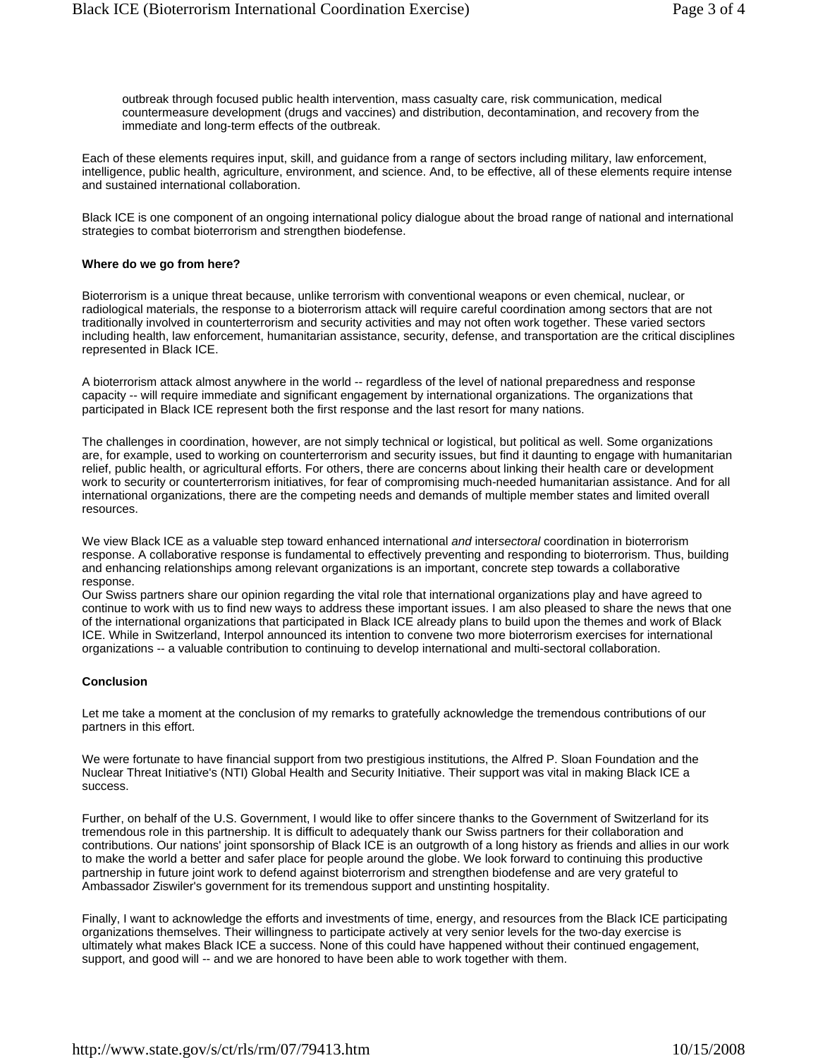outbreak through focused public health intervention, mass casualty care, risk communication, medical countermeasure development (drugs and vaccines) and distribution, decontamination, and recovery from the immediate and long-term effects of the outbreak.

Each of these elements requires input, skill, and guidance from a range of sectors including military, law enforcement, intelligence, public health, agriculture, environment, and science. And, to be effective, all of these elements require intense and sustained international collaboration.

Black ICE is one component of an ongoing international policy dialogue about the broad range of national and international strategies to combat bioterrorism and strengthen biodefense.

**Where do we go from here?**

Bioterrorism is a unique threat because, unlike terrorism with conventional weapons or even chemical, nuclear, or radiological materials, the response to a bioterrorism attack will require careful coordination among sectors that are not traditionally involved in counterterrorism and security activities and may not often work together. These varied sectors including health, law enforcement, humanitarian assistance, security, defense, and transportation are the critical disciplines represented in Black ICE.

A bioterrorism attack almost anywhere in the world -- regardless of the level of national preparedness and response capacity -- will require immediate and significant engagement by international organizations. The organizations that participated in Black ICE represent both the first response and the last resort for many nations.

The challenges in coordination, however, are not simply technical or logistical, but political as well. Some organizations are, for example, used to working on counterterrorism and security issues, but find it daunting to engage with humanitarian relief, public health, or agricultural efforts. For others, there are concerns about linking their health care or development work to security or counterterrorism initiatives, for fear of compromising much-needed humanitarian assistance. And for all international organizations, there are the competing needs and demands of multiple member states and limited overall resources.

We view Black ICE as a valuable step toward enhanced international *and* inter*sectoral* coordination in bioterrorism response. A collaborative response is fundamental to effectively preventing and responding to bioterrorism. Thus, building and enhancing relationships among relevant organizations is an important, concrete step towards a collaborative response.
Our Swiss partners share our opinion regarding the vital role that international organizations play and have agreed to continue to work with us to find new ways to address these important issues. I am also pleased to share the news that one of the international organizations that participated in Black ICE already plans to build upon the themes and work of Black ICE. While in Switzerland, Interpol announced its intention to convene two more bioterrorism exercises for international organizations -- a valuable contribution to continuing to develop international and multi-sectoral collaboration.

**Conclusion**

Let me take a moment at the conclusion of my remarks to gratefully acknowledge the tremendous contributions of our partners in this effort.

We were fortunate to have financial support from two prestigious institutions, the Alfred P. Sloan Foundation and the Nuclear Threat Initiative's (NTI) Global Health and Security Initiative. Their support was vital in making Black ICE a success.

Further, on behalf of the U.S. Government, I would like to offer sincere thanks to the Government of Switzerland for its tremendous role in this partnership. It is difficult to adequately thank our Swiss partners for their collaboration and contributions. Our nations' joint sponsorship of Black ICE is an outgrowth of a long history as friends and allies in our work to make the world a better and safer place for people around the globe. We look forward to continuing this productive partnership in future joint work to defend against bioterrorism and strengthen biodefense and are very grateful to Ambassador Ziswiler's government for its tremendous support and unstinting hospitality.

Finally, I want to acknowledge the efforts and investments of time, energy, and resources from the Black ICE participating organizations themselves. Their willingness to participate actively at very senior levels for the two-day exercise is ultimately what makes Black ICE a success. None of this could have happened without their continued engagement, support, and good will -- and we are honored to have been able to work together with them.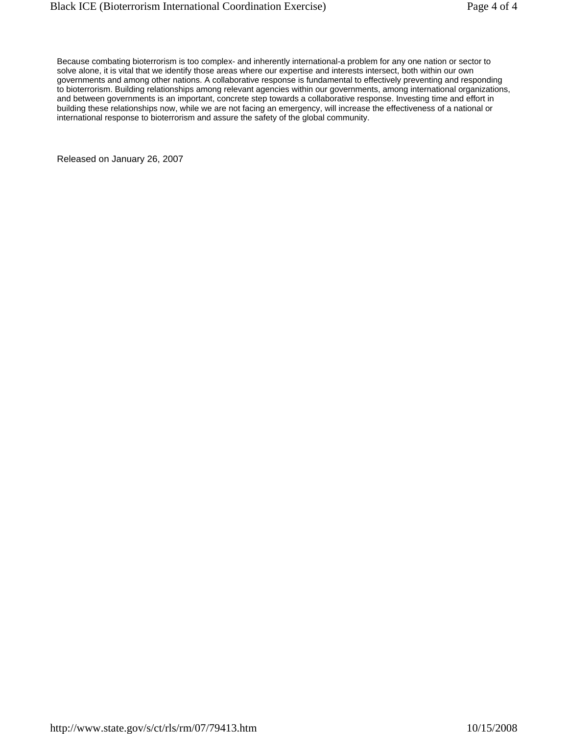Because combating bioterrorism is too complex- and inherently international-a problem for any one nation or sector to solve alone, it is vital that we identify those areas where our expertise and interests intersect, both within our own governments and among other nations. A collaborative response is fundamental to effectively preventing and responding to bioterrorism. Building relationships among relevant agencies within our governments, among international organizations, and between governments is an important, concrete step towards a collaborative response. Investing time and effort in building these relationships now, while we are not facing an emergency, will increase the effectiveness of a national or international response to bioterrorism and assure the safety of the global community.

Released on January 26, 2007